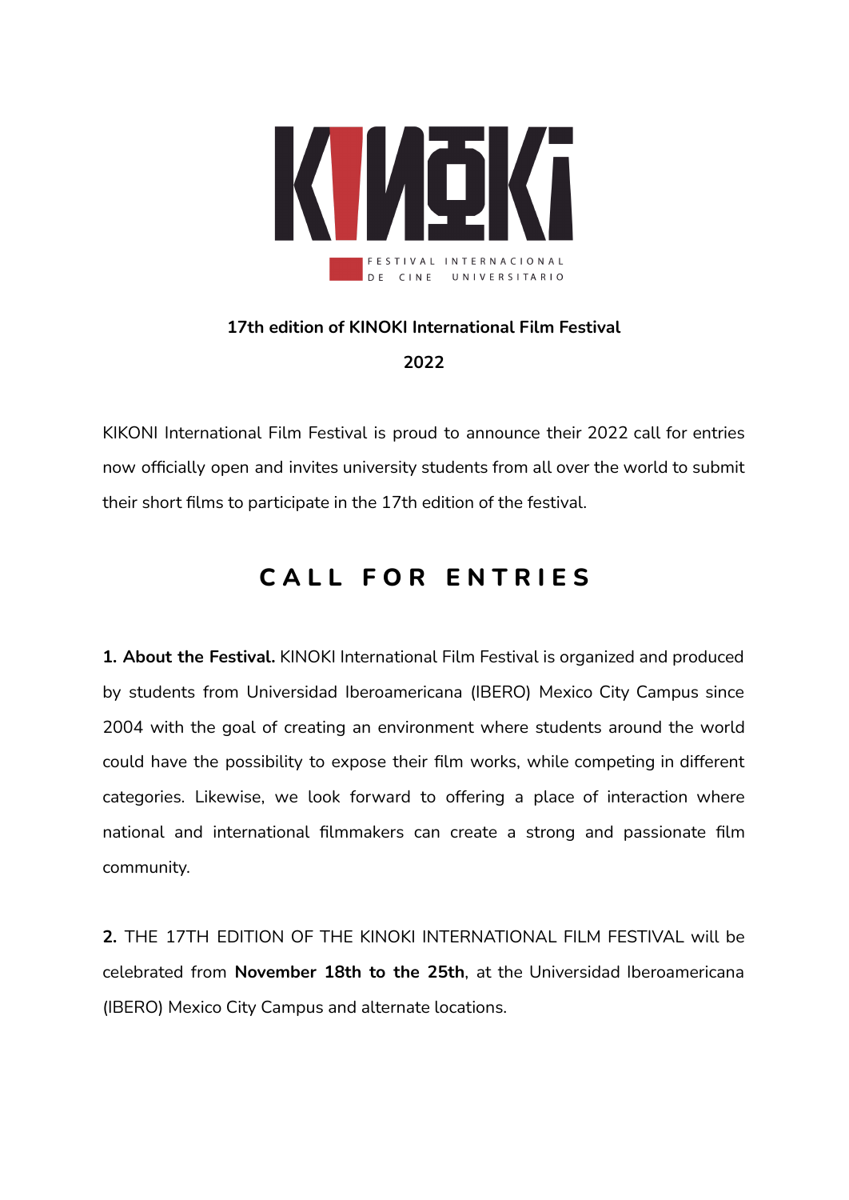KINOKI

FESTIVAL INTERNACIONAL DE CINE UNIVERSITARIO

**17th edition of KINOKI International Film Festival**

**2022**

KIKONI International Film Festival is proud to announce their 2022 call for entries now officially open and invites university students from all over the world to submit their short films to participate in the 17th edition of the festival.

# CALL FOR ENTRIES

**1. About the Festival.** KINOKI International Film Festival is organized and produced by students from Universidad Iberoamericana (IBERO) Mexico City Campus since 2004 with the goal of creating an environment where students around the world could have the possibility to expose their film works, while competing in different categories. Likewise, we look forward to offering a place of interaction where national and international filmmakers can create a strong and passionate film community.

**2.** THE 17TH EDITION OF THE KINOKI INTERNATIONAL FILM FESTIVAL will be celebrated from **November 18th to the 25th**, at the Universidad Iberoamericana (IBERO) Mexico City Campus and alternate locations.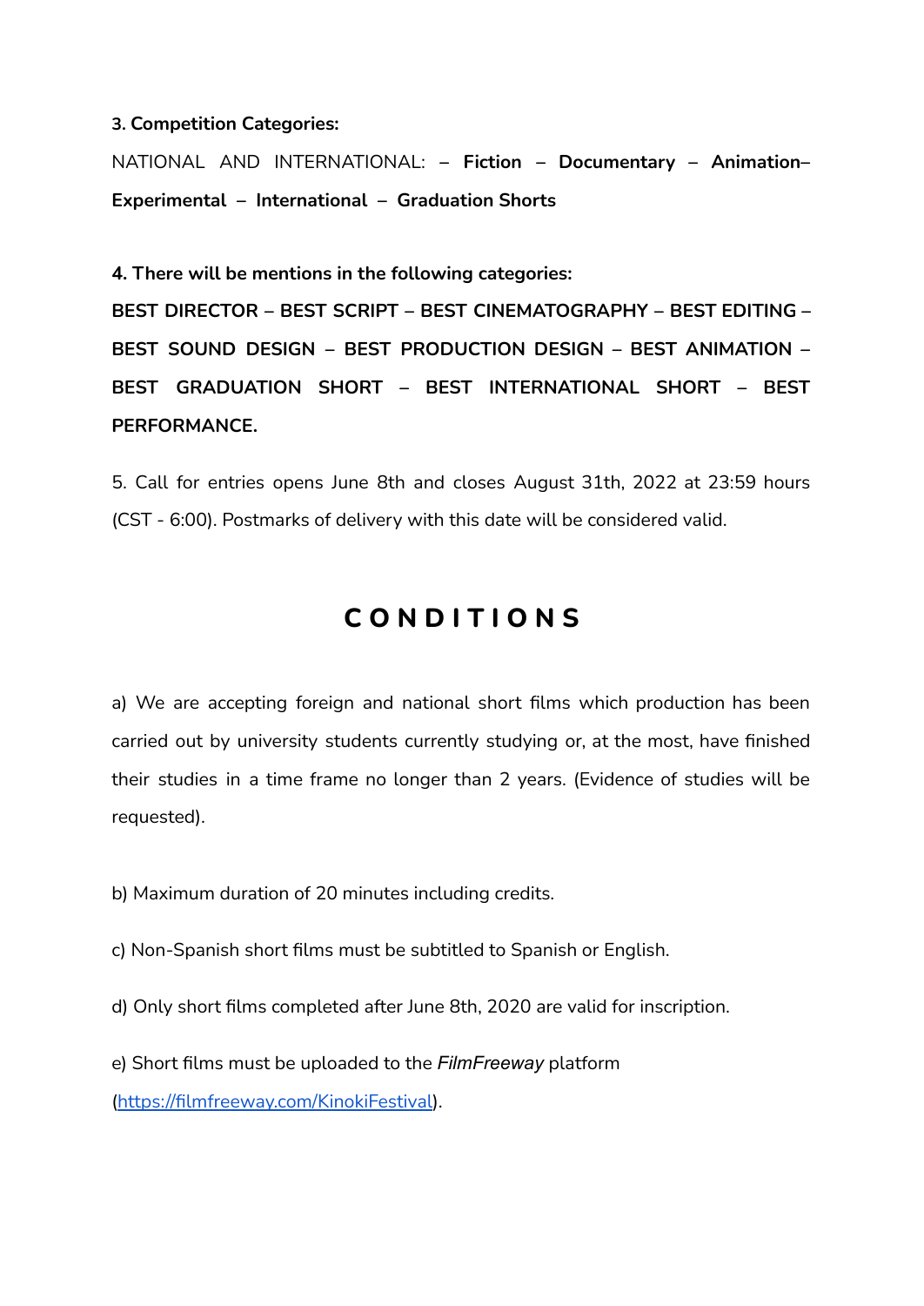**3. Competition Categories:**

NATIONAL AND INTERNATIONAL: – **Fiction** – **Documentary** – **Animation**– **Experimental** – **International** – **Graduation Shorts**

**4. There will be mentions in the following categories:**

**BEST DIRECTOR – BEST SCRIPT – BEST CINEMATOGRAPHY – BEST EDITING – BEST SOUND DESIGN – BEST PRODUCTION DESIGN – BEST ANIMATION – BEST GRADUATION SHORT – BEST INTERNATIONAL SHORT – BEST PERFORMANCE.**

5. Call for entries opens June 8th and closes August 31th, 2022 at 23:59 hours (CST - 6:00). Postmarks of delivery with this date will be considered valid.

## C O N D I T I O N S

a) We are accepting foreign and national short films which production has been carried out by university students currently studying or, at the most, have finished their studies in a time frame no longer than 2 years. (Evidence of studies will be requested).

b) Maximum duration of 20 minutes including credits.

c) Non-Spanish short films must be subtitled to Spanish or English.

d) Only short films completed after June 8th, 2020 are valid for inscription.

e) Short films must be uploaded to the *FilmFreeway* platform (https://filmfreeway.com/KinokiFestival).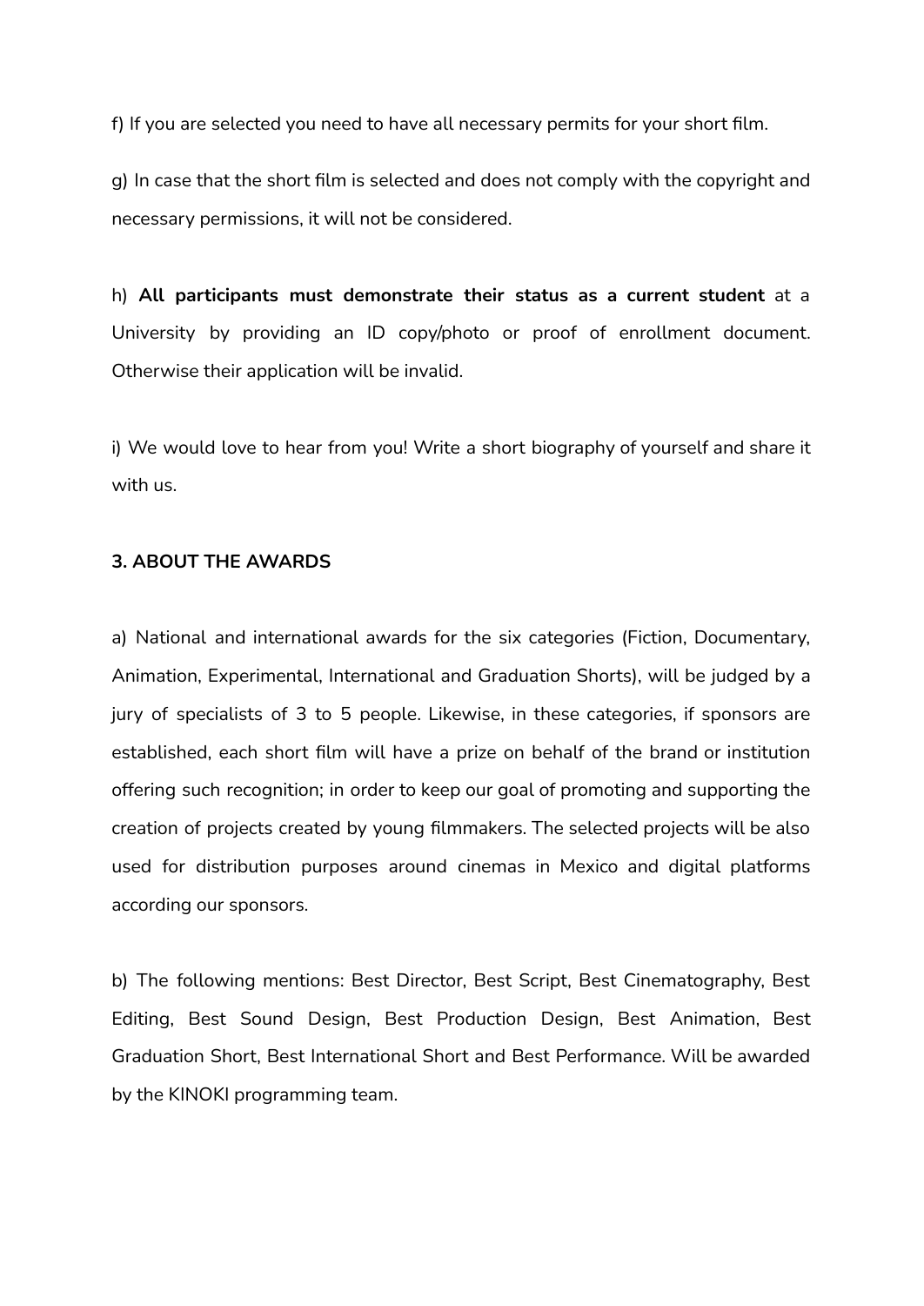f) If you are selected you need to have all necessary permits for your short film.

g) In case that the short film is selected and does not comply with the copyright and necessary permissions, it will not be considered.

h) **All participants must demonstrate their status as a current student** at a University by providing an ID copy/photo or proof of enrollment document. Otherwise their application will be invalid.

i) We would love to hear from you! Write a short biography of yourself and share it with us.

### 3. ABOUT THE AWARDS

a) National and international awards for the six categories (Fiction, Documentary, Animation, Experimental, International and Graduation Shorts), will be judged by a jury of specialists of 3 to 5 people. Likewise, in these categories, if sponsors are established, each short film will have a prize on behalf of the brand or institution offering such recognition; in order to keep our goal of promoting and supporting the creation of projects created by young filmmakers. The selected projects will be also used for distribution purposes around cinemas in Mexico and digital platforms according our sponsors.

b) The following mentions: Best Director, Best Script, Best Cinematography, Best Editing, Best Sound Design, Best Production Design, Best Animation, Best Graduation Short, Best International Short and Best Performance. Will be awarded by the KINOKI programming team.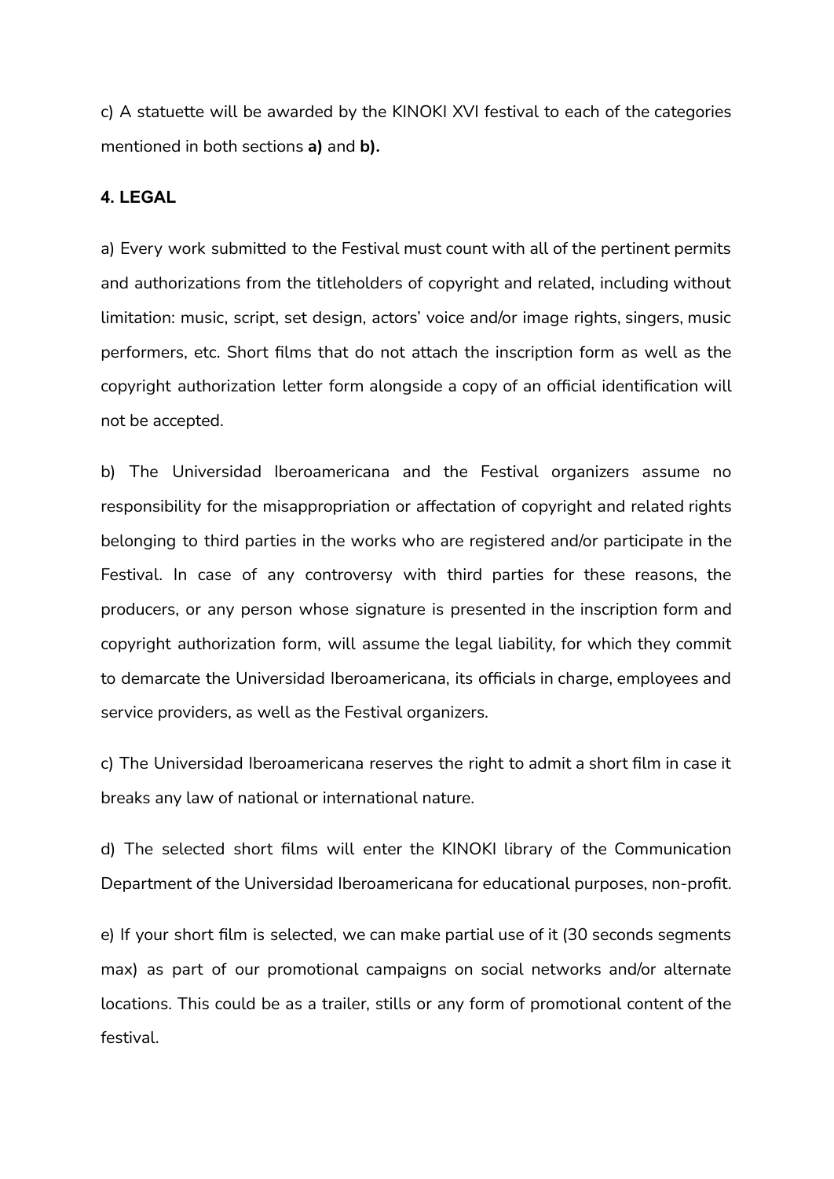c) A statuette will be awarded by the KINOKI XVI festival to each of the categories mentioned in both sections **a)** and **b).**

## 4. LEGAL

a) Every work submitted to the Festival must count with all of the pertinent permits and authorizations from the titleholders of copyright and related, including without limitation: music, script, set design, actors' voice and/or image rights, singers, music performers, etc. Short films that do not attach the inscription form as well as the copyright authorization letter form alongside a copy of an official identification will not be accepted.

b) The Universidad Iberoamericana and the Festival organizers assume no responsibility for the misappropriation or affectation of copyright and related rights belonging to third parties in the works who are registered and/or participate in the Festival. In case of any controversy with third parties for these reasons, the producers, or any person whose signature is presented in the inscription form and copyright authorization form, will assume the legal liability, for which they commit to demarcate the Universidad Iberoamericana, its officials in charge, employees and service providers, as well as the Festival organizers.

c) The Universidad Iberoamericana reserves the right to admit a short film in case it breaks any law of national or international nature.

d) The selected short films will enter the KINOKI library of the Communication Department of the Universidad Iberoamericana for educational purposes, non-profit.

e) If your short film is selected, we can make partial use of it (30 seconds segments max) as part of our promotional campaigns on social networks and/or alternate locations. This could be as a trailer, stills or any form of promotional content of the festival.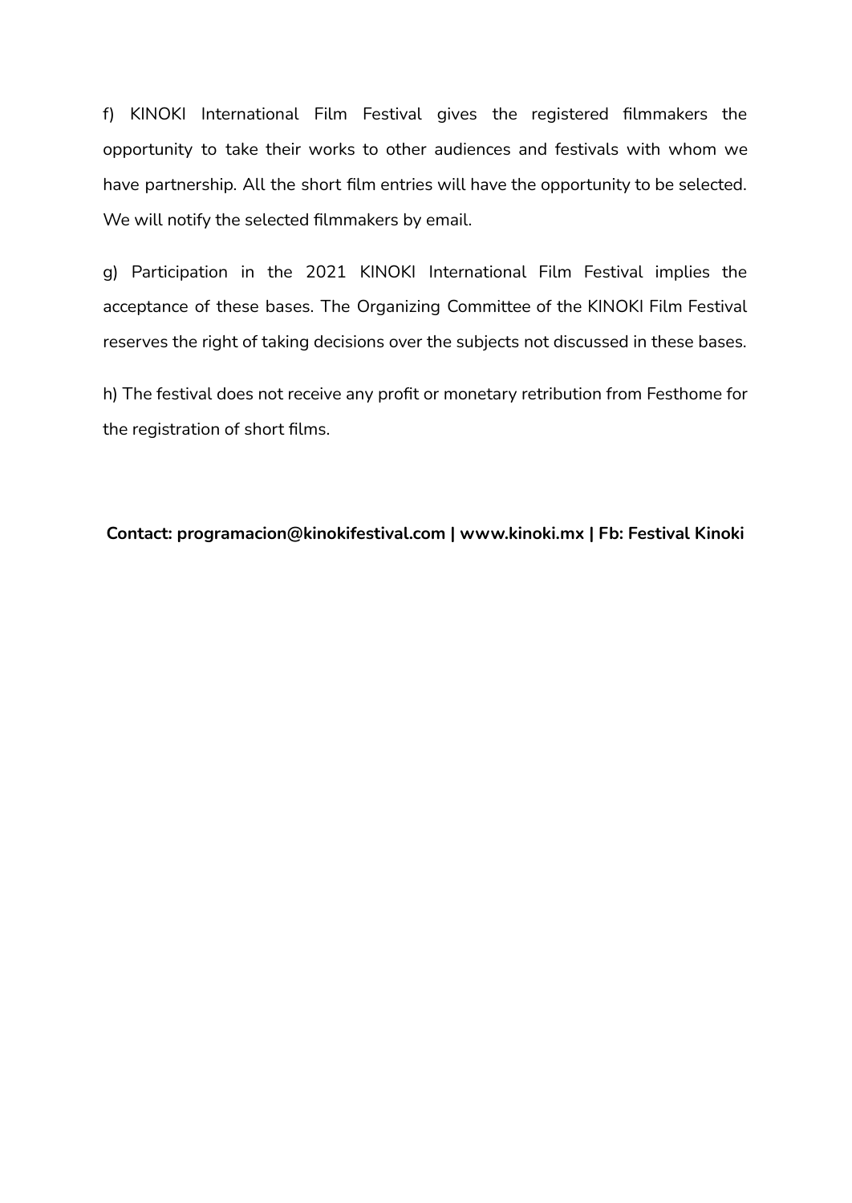f) KINOKI International Film Festival gives the registered filmmakers the opportunity to take their works to other audiences and festivals with whom we have partnership. All the short film entries will have the opportunity to be selected. We will notify the selected filmmakers by email.

g) Participation in the 2021 KINOKI International Film Festival implies the acceptance of these bases. The Organizing Committee of the KINOKI Film Festival reserves the right of taking decisions over the subjects not discussed in these bases.

h) The festival does not receive any profit or monetary retribution from Festhome for the registration of short films.

**Contact: programacion@kinokifestival.com | www.kinoki.mx | Fb: Festival Kinoki**